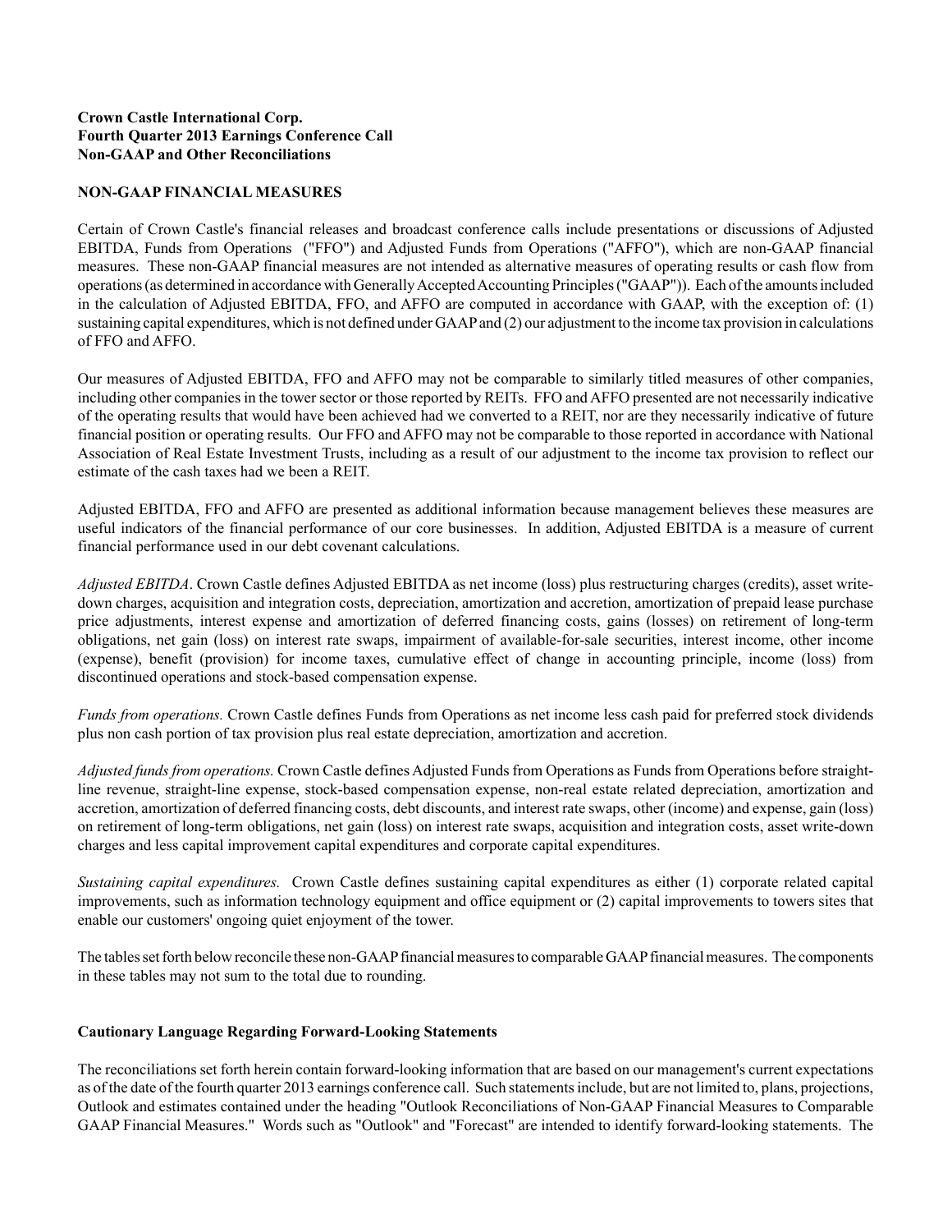**Crown Castle International Corp.**
**Fourth Quarter 2013 Earnings Conference Call**
**Non-GAAP and Other Reconciliations**

**NON-GAAP FINANCIAL MEASURES**

Certain of Crown Castle's financial releases and broadcast conference calls include presentations or discussions of Adjusted EBITDA, Funds from Operations ("FFO") and Adjusted Funds from Operations ("AFFO"), which are non-GAAP financial measures. These non-GAAP financial measures are not intended as alternative measures of operating results or cash flow from operations (as determined in accordance with Generally Accepted Accounting Principles ("GAAP")). Each of the amounts included in the calculation of Adjusted EBITDA, FFO, and AFFO are computed in accordance with GAAP, with the exception of: (1) sustaining capital expenditures, which is not defined under GAAP and (2) our adjustment to the income tax provision in calculations of FFO and AFFO.

Our measures of Adjusted EBITDA, FFO and AFFO may not be comparable to similarly titled measures of other companies, including other companies in the tower sector or those reported by REITs. FFO and AFFO presented are not necessarily indicative of the operating results that would have been achieved had we converted to a REIT, nor are they necessarily indicative of future financial position or operating results. Our FFO and AFFO may not be comparable to those reported in accordance with National Association of Real Estate Investment Trusts, including as a result of our adjustment to the income tax provision to reflect our estimate of the cash taxes had we been a REIT.

Adjusted EBITDA, FFO and AFFO are presented as additional information because management believes these measures are useful indicators of the financial performance of our core businesses. In addition, Adjusted EBITDA is a measure of current financial performance used in our debt covenant calculations.

*Adjusted EBITDA*. Crown Castle defines Adjusted EBITDA as net income (loss) plus restructuring charges (credits), asset write-down charges, acquisition and integration costs, depreciation, amortization and accretion, amortization of prepaid lease purchase price adjustments, interest expense and amortization of deferred financing costs, gains (losses) on retirement of long-term obligations, net gain (loss) on interest rate swaps, impairment of available-for-sale securities, interest income, other income (expense), benefit (provision) for income taxes, cumulative effect of change in accounting principle, income (loss) from discontinued operations and stock-based compensation expense.

*Funds from operations.* Crown Castle defines Funds from Operations as net income less cash paid for preferred stock dividends plus non cash portion of tax provision plus real estate depreciation, amortization and accretion.

*Adjusted funds from operations.* Crown Castle defines Adjusted Funds from Operations as Funds from Operations before straight-line revenue, straight-line expense, stock-based compensation expense, non-real estate related depreciation, amortization and accretion, amortization of deferred financing costs, debt discounts, and interest rate swaps, other (income) and expense, gain (loss) on retirement of long-term obligations, net gain (loss) on interest rate swaps, acquisition and integration costs, asset write-down charges and less capital improvement capital expenditures and corporate capital expenditures.

*Sustaining capital expenditures.* Crown Castle defines sustaining capital expenditures as either (1) corporate related capital improvements, such as information technology equipment and office equipment or (2) capital improvements to towers sites that enable our customers' ongoing quiet enjoyment of the tower.

The tables set forth below reconcile these non-GAAP financial measures to comparable GAAP financial measures. The components in these tables may not sum to the total due to rounding.

**Cautionary Language Regarding Forward-Looking Statements**

The reconciliations set forth herein contain forward-looking information that are based on our management's current expectations as of the date of the fourth quarter 2013 earnings conference call. Such statements include, but are not limited to, plans, projections, Outlook and estimates contained under the heading "Outlook Reconciliations of Non-GAAP Financial Measures to Comparable GAAP Financial Measures." Words such as "Outlook" and "Forecast" are intended to identify forward-looking statements. The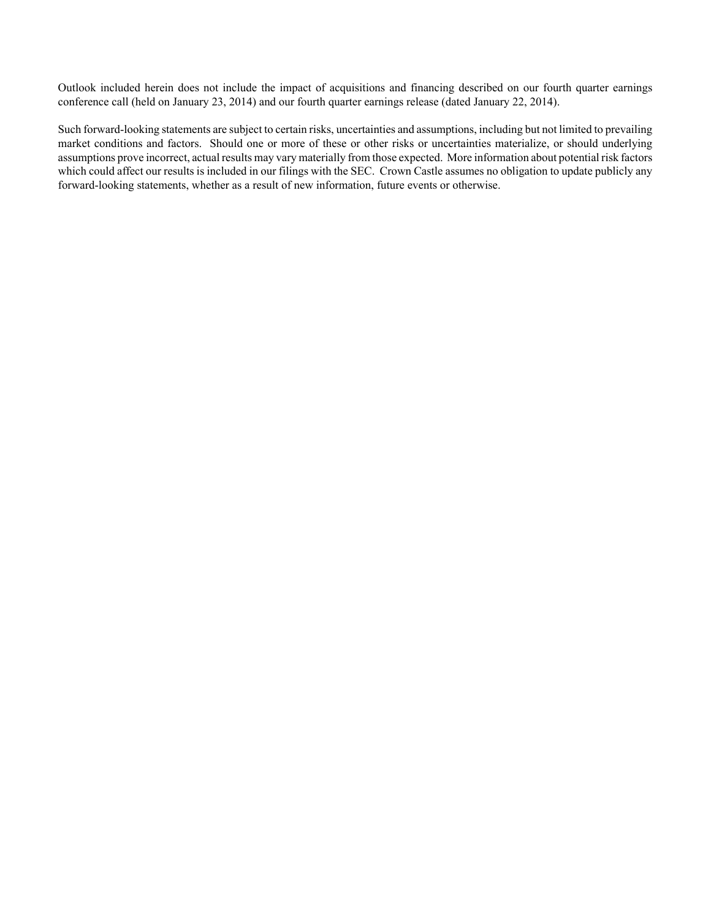Outlook included herein does not include the impact of acquisitions and financing described on our fourth quarter earnings conference call (held on January 23, 2014) and our fourth quarter earnings release (dated January 22, 2014).

Such forward-looking statements are subject to certain risks, uncertainties and assumptions, including but not limited to prevailing market conditions and factors. Should one or more of these or other risks or uncertainties materialize, or should underlying assumptions prove incorrect, actual results may vary materially from those expected. More information about potential risk factors which could affect our results is included in our filings with the SEC. Crown Castle assumes no obligation to update publicly any forward-looking statements, whether as a result of new information, future events or otherwise.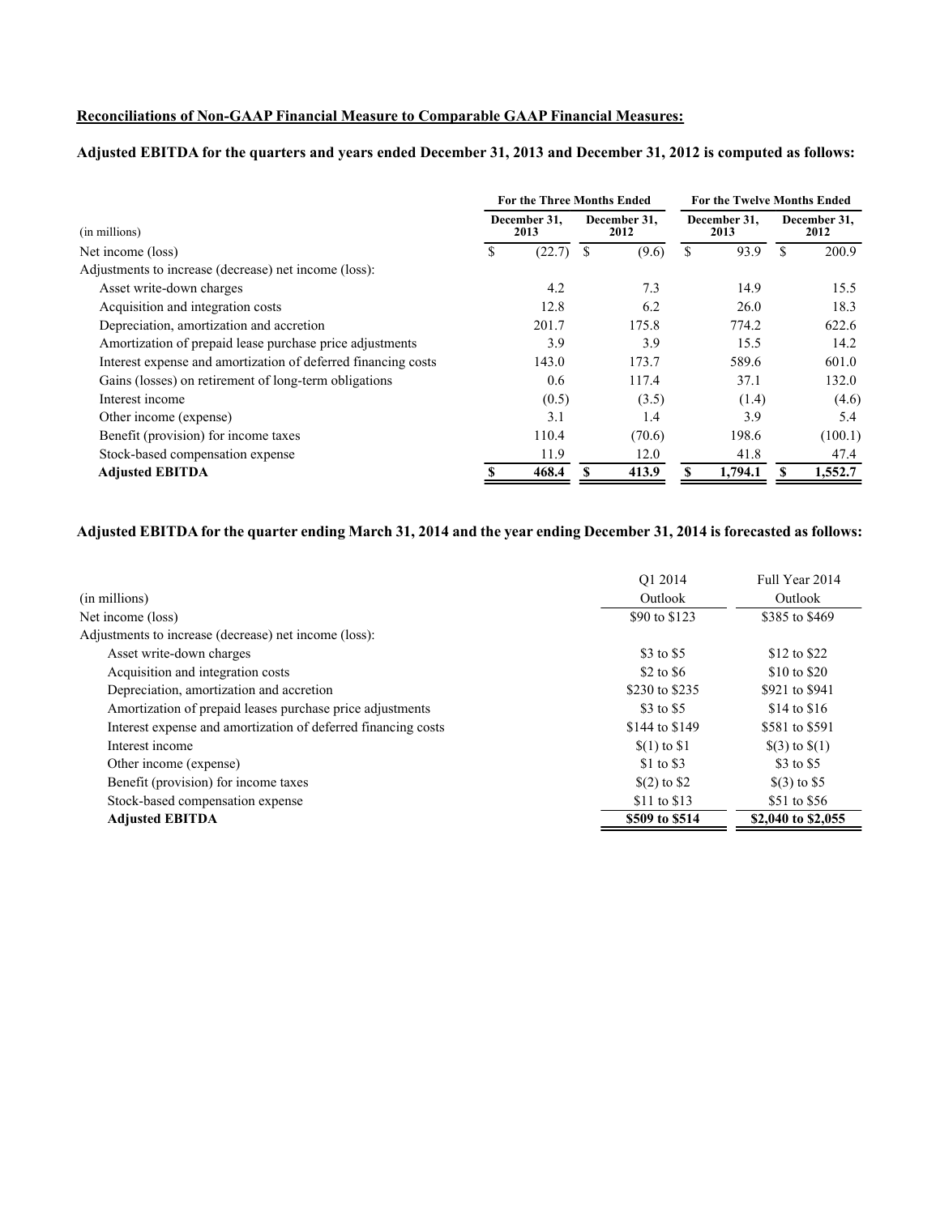**Reconciliations of Non-GAAP Financial Measure to Comparable GAAP Financial Measures:**

**Adjusted EBITDA for the quarters and years ended December 31, 2013 and December 31, 2012 is computed as follows:**

| | For the Three Months Ended | | For the Twelve Months Ended | |
|---|---|---|---|---|
| (in millions) | December 31, 2013 | December 31, 2012 | December 31, 2013 | December 31, 2012 |
| Net income (loss) | $ (22.7) | $ (9.6) | $ 93.9 | $ 200.9 |
| Adjustments to increase (decrease) net income (loss): | | | | |
| Asset write-down charges | 4.2 | 7.3 | 14.9 | 15.5 |
| Acquisition and integration costs | 12.8 | 6.2 | 26.0 | 18.3 |
| Depreciation, amortization and accretion | 201.7 | 175.8 | 774.2 | 622.6 |
| Amortization of prepaid lease purchase price adjustments | 3.9 | 3.9 | 15.5 | 14.2 |
| Interest expense and amortization of deferred financing costs | 143.0 | 173.7 | 589.6 | 601.0 |
| Gains (losses) on retirement of long-term obligations | 0.6 | 117.4 | 37.1 | 132.0 |
| Interest income | (0.5) | (3.5) | (1.4) | (4.6) |
| Other income (expense) | 3.1 | 1.4 | 3.9 | 5.4 |
| Benefit (provision) for income taxes | 110.4 | (70.6) | 198.6 | (100.1) |
| Stock-based compensation expense | 11.9 | 12.0 | 41.8 | 47.4 |
| **Adjusted EBITDA** | **$ 468.4** | **$ 413.9** | **$ 1,794.1** | **$ 1,552.7** |

**Adjusted EBITDA for the quarter ending March 31, 2014 and the year ending December 31, 2014 is forecasted as follows:**

| (in millions) | Q1 2014 Outlook | Full Year 2014 Outlook |
|---|---|---|
| Net income (loss) | $90 to $123 | $385 to $469 |
| Adjustments to increase (decrease) net income (loss): | | |
| Asset write-down charges | $3 to $5 | $12 to $22 |
| Acquisition and integration costs | $2 to $6 | $10 to $20 |
| Depreciation, amortization and accretion | $230 to $235 | $921 to $941 |
| Amortization of prepaid leases purchase price adjustments | $3 to $5 | $14 to $16 |
| Interest expense and amortization of deferred financing costs | $144 to $149 | $581 to $591 |
| Interest income | $(1) to $1 | $(3) to $(1) |
| Other income (expense) | $1 to $3 | $3 to $5 |
| Benefit (provision) for income taxes | $(2) to $2 | $(3) to $5 |
| Stock-based compensation expense | $11 to $13 | $51 to $56 |
| **Adjusted EBITDA** | **$509 to $514** | **$2,040 to $2,055** |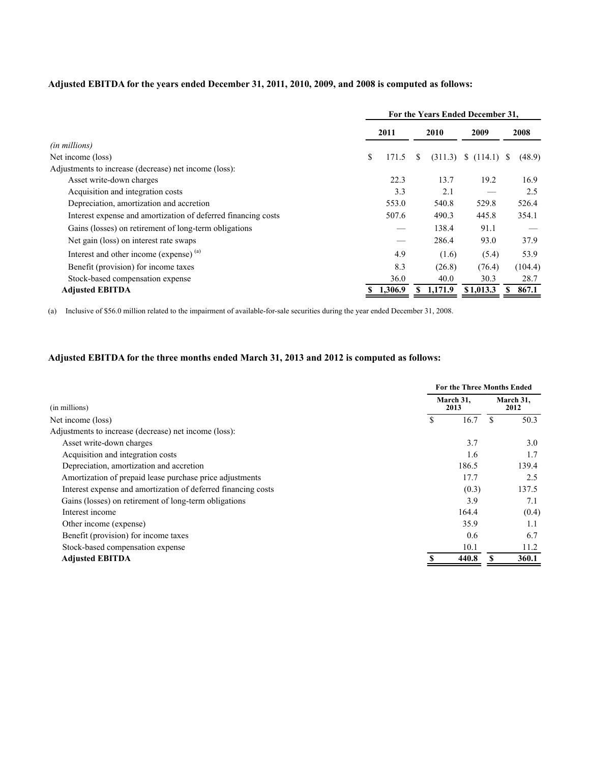**Adjusted EBITDA for the years ended December 31, 2011, 2010, 2009, and 2008 is computed as follows:**

| | For the Years Ended December 31, | | | |
|---|---|---|---|---|
| | 2011 | 2010 | 2009 | 2008 |
| *(in millions)* | | | | |
| Net income (loss) | $ 171.5 | $ (311.3) | $ (114.1) | $ (48.9) |
| Adjustments to increase (decrease) net income (loss): | | | | |
| Asset write-down charges | 22.3 | 13.7 | 19.2 | 16.9 |
| Acquisition and integration costs | 3.3 | 2.1 | — | 2.5 |
| Depreciation, amortization and accretion | 553.0 | 540.8 | 529.8 | 526.4 |
| Interest expense and amortization of deferred financing costs | 507.6 | 490.3 | 445.8 | 354.1 |
| Gains (losses) on retirement of long-term obligations | — | 138.4 | 91.1 | — |
| Net gain (loss) on interest rate swaps | — | 286.4 | 93.0 | 37.9 |
| Interest and other income (expense) [(a)] | 4.9 | (1.6) | (5.4) | 53.9 |
| Benefit (provision) for income taxes | 8.3 | (26.8) | (76.4) | (104.4) |
| Stock-based compensation expense | 36.0 | 40.0 | 30.3 | 28.7 |
| **Adjusted EBITDA** | **$ 1,306.9** | **$ 1,171.9** | **$ 1,013.3** | **$ 867.1** |

(a) Inclusive of $56.0 million related to the impairment of available-for-sale securities during the year ended December 31, 2008.

**Adjusted EBITDA for the three months ended March 31, 2013 and 2012 is computed as follows:**

| | For the Three Months Ended | |
|---|---|---|
| (in millions) | March 31, 2013 | March 31, 2012 |
| Net income (loss) | $ 16.7 | $ 50.3 |
| Adjustments to increase (decrease) net income (loss): | | |
| Asset write-down charges | 3.7 | 3.0 |
| Acquisition and integration costs | 1.6 | 1.7 |
| Depreciation, amortization and accretion | 186.5 | 139.4 |
| Amortization of prepaid lease purchase price adjustments | 17.7 | 2.5 |
| Interest expense and amortization of deferred financing costs | (0.3) | 137.5 |
| Gains (losses) on retirement of long-term obligations | 3.9 | 7.1 |
| Interest income | 164.4 | (0.4) |
| Other income (expense) | 35.9 | 1.1 |
| Benefit (provision) for income taxes | 0.6 | 6.7 |
| Stock-based compensation expense | 10.1 | 11.2 |
| **Adjusted EBITDA** | **$ 440.8** | **$ 360.1** |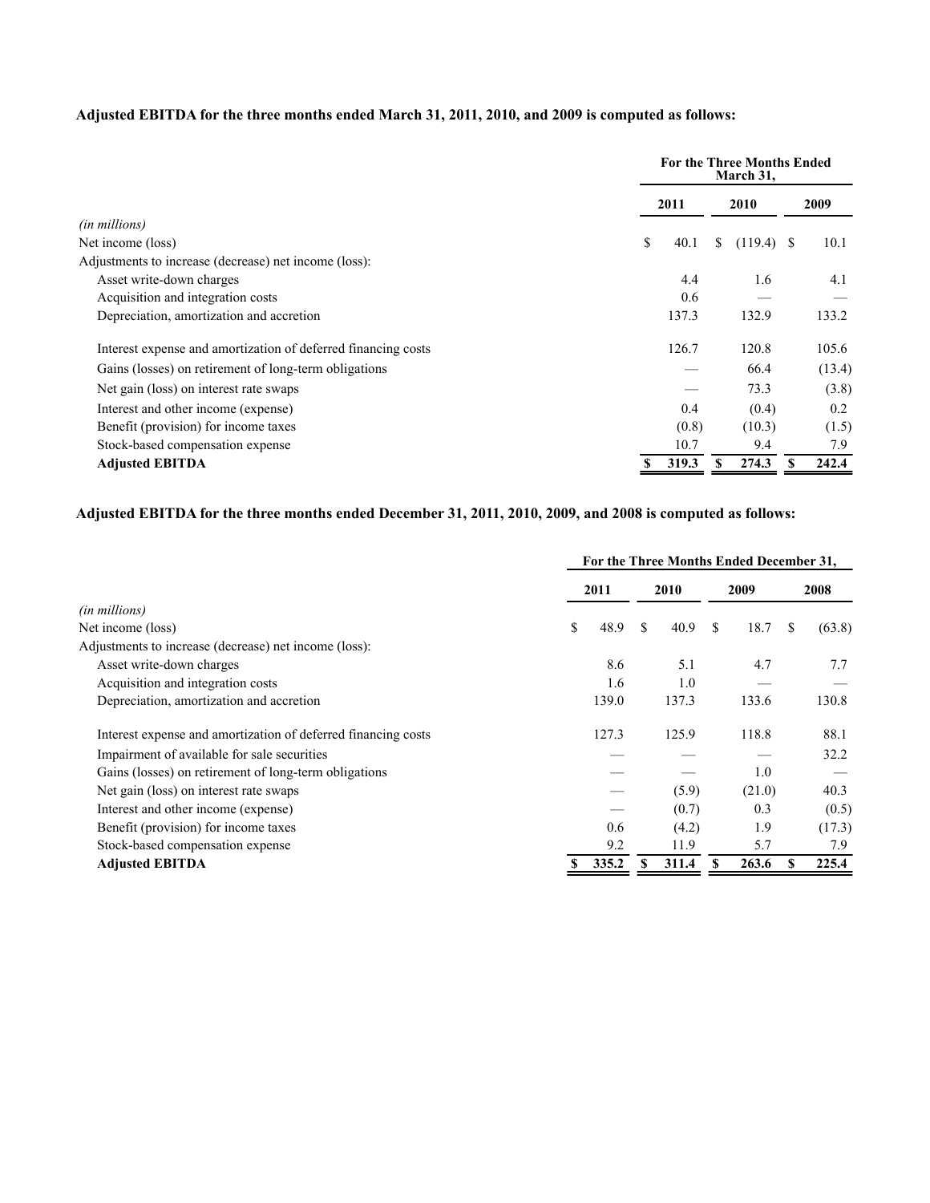**Adjusted EBITDA for the three months ended March 31, 2011, 2010, and 2009 is computed as follows:**

| | For the Three Months Ended March 31, | | |
|---|---|---|---|
| | 2011 | 2010 | 2009 |
| *(in millions)* | | | |
| Net income (loss) | $ 40.1 | $ (119.4) | $ 10.1 |
| Adjustments to increase (decrease) net income (loss): | | | |
| Asset write-down charges | 4.4 | 1.6 | 4.1 |
| Acquisition and integration costs | 0.6 | — | — |
| Depreciation, amortization and accretion | 137.3 | 132.9 | 133.2 |
| Interest expense and amortization of deferred financing costs | 126.7 | 120.8 | 105.6 |
| Gains (losses) on retirement of long-term obligations | — | 66.4 | (13.4) |
| Net gain (loss) on interest rate swaps | — | 73.3 | (3.8) |
| Interest and other income (expense) | 0.4 | (0.4) | 0.2 |
| Benefit (provision) for income taxes | (0.8) | (10.3) | (1.5) |
| Stock-based compensation expense | 10.7 | 9.4 | 7.9 |
| **Adjusted EBITDA** | **$ 319.3** | **$ 274.3** | **$ 242.4** |

**Adjusted EBITDA for the three months ended December 31, 2011, 2010, 2009, and 2008 is computed as follows:**

| | For the Three Months Ended December 31, | | | |
|---|---|---|---|---|
| | 2011 | 2010 | 2009 | 2008 |
| *(in millions)* | | | | |
| Net income (loss) | $ 48.9 | $ 40.9 | $ 18.7 | $ (63.8) |
| Adjustments to increase (decrease) net income (loss): | | | | |
| Asset write-down charges | 8.6 | 5.1 | 4.7 | 7.7 |
| Acquisition and integration costs | 1.6 | 1.0 | — | — |
| Depreciation, amortization and accretion | 139.0 | 137.3 | 133.6 | 130.8 |
| Interest expense and amortization of deferred financing costs | 127.3 | 125.9 | 118.8 | 88.1 |
| Impairment of available for sale securities | — | — | — | 32.2 |
| Gains (losses) on retirement of long-term obligations | — | — | 1.0 | — |
| Net gain (loss) on interest rate swaps | — | (5.9) | (21.0) | 40.3 |
| Interest and other income (expense) | — | (0.7) | 0.3 | (0.5) |
| Benefit (provision) for income taxes | 0.6 | (4.2) | 1.9 | (17.3) |
| Stock-based compensation expense | 9.2 | 11.9 | 5.7 | 7.9 |
| **Adjusted EBITDA** | **$ 335.2** | **$ 311.4** | **$ 263.6** | **$ 225.4** |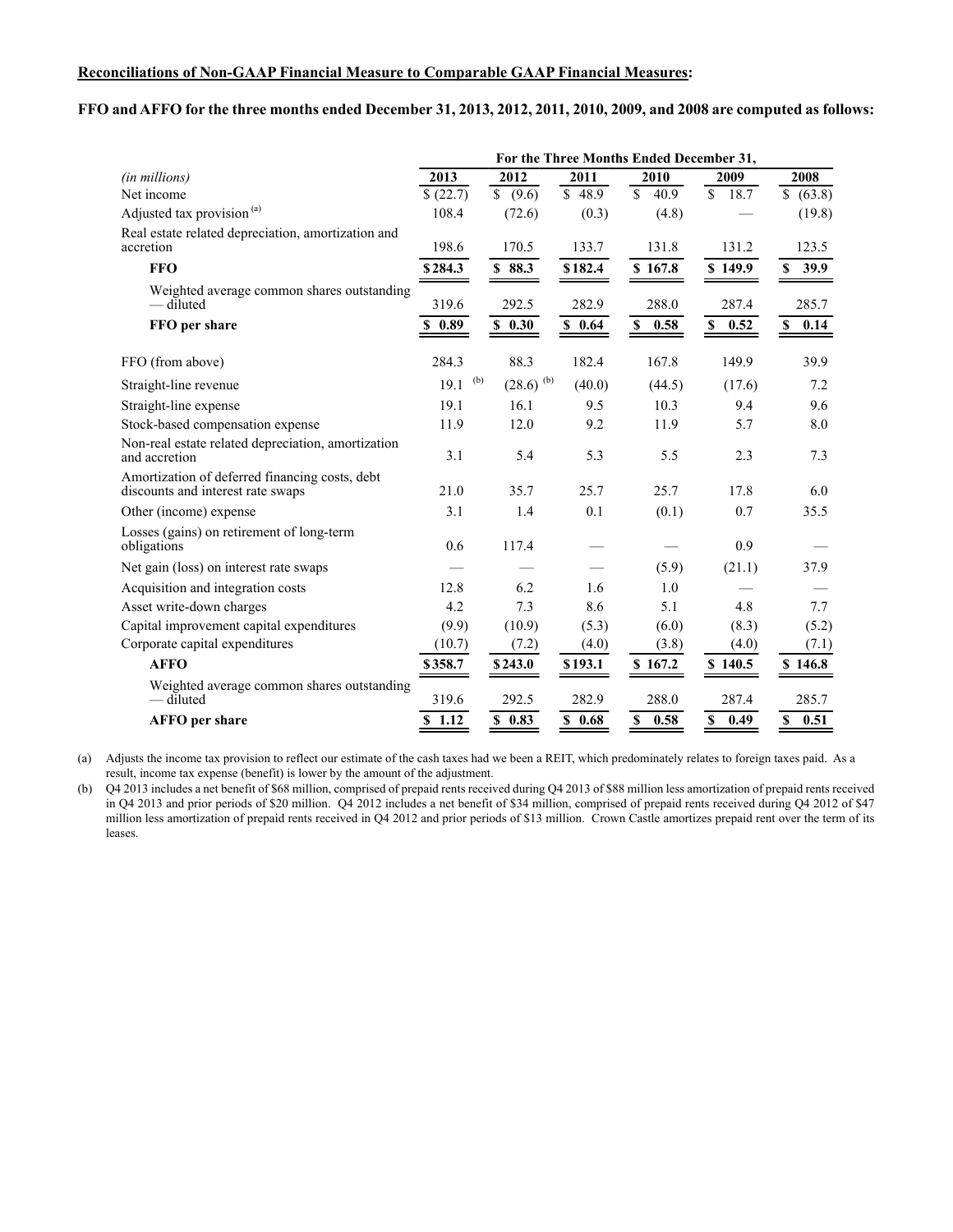**Reconciliations of Non-GAAP Financial Measure to Comparable GAAP Financial Measures:**

**FFO and AFFO for the three months ended December 31, 2013, 2012, 2011, 2010, 2009, and 2008 are computed as follows:**

| | For the Three Months Ended December 31, | | | | | |
|---|---|---|---|---|---|---|
| *(in millions)* | 2013 | 2012 | 2011 | 2010 | 2009 | 2008 |
| Net income | $ (22.7) | $ (9.6) | $ 48.9 | $ 40.9 | $ 18.7 | $ (63.8) |
| Adjusted tax provision [(a)] | 108.4 | (72.6) | (0.3) | (4.8) | — | (19.8) |
| Real estate related depreciation, amortization and accretion | 198.6 | 170.5 | 133.7 | 131.8 | 131.2 | 123.5 |
| **FFO** | **$ 284.3** | **$ 88.3** | **$ 182.4** | **$ 167.8** | **$ 149.9** | **$ 39.9** |
| Weighted average common shares outstanding — diluted | 319.6 | 292.5 | 282.9 | 288.0 | 287.4 | 285.7 |
| **FFO per share** | **$ 0.89** | **$ 0.30** | **$ 0.64** | **$ 0.58** | **$ 0.52** | **$ 0.14** |
| | | | | | | |
| FFO (from above) | 284.3 | 88.3 | 182.4 | 167.8 | 149.9 | 39.9 |
| Straight-line revenue | 19.1 [(b)] | (28.6) [(b)] | (40.0) | (44.5) | (17.6) | 7.2 |
| Straight-line expense | 19.1 | 16.1 | 9.5 | 10.3 | 9.4 | 9.6 |
| Stock-based compensation expense | 11.9 | 12.0 | 9.2 | 11.9 | 5.7 | 8.0 |
| Non-real estate related depreciation, amortization and accretion | 3.1 | 5.4 | 5.3 | 5.5 | 2.3 | 7.3 |
| Amortization of deferred financing costs, debt discounts and interest rate swaps | 21.0 | 35.7 | 25.7 | 25.7 | 17.8 | 6.0 |
| Other (income) expense | 3.1 | 1.4 | 0.1 | (0.1) | 0.7 | 35.5 |
| Losses (gains) on retirement of long-term obligations | 0.6 | 117.4 | — | — | 0.9 | — |
| Net gain (loss) on interest rate swaps | — | — | — | (5.9) | (21.1) | 37.9 |
| Acquisition and integration costs | 12.8 | 6.2 | 1.6 | 1.0 | — | — |
| Asset write-down charges | 4.2 | 7.3 | 8.6 | 5.1 | 4.8 | 7.7 |
| Capital improvement capital expenditures | (9.9) | (10.9) | (5.3) | (6.0) | (8.3) | (5.2) |
| Corporate capital expenditures | (10.7) | (7.2) | (4.0) | (3.8) | (4.0) | (7.1) |
| **AFFO** | **$ 358.7** | **$ 243.0** | **$ 193.1** | **$ 167.2** | **$ 140.5** | **$ 146.8** |
| Weighted average common shares outstanding — diluted | 319.6 | 292.5 | 282.9 | 288.0 | 287.4 | 285.7 |
| **AFFO per share** | **$ 1.12** | **$ 0.83** | **$ 0.68** | **$ 0.58** | **$ 0.49** | **$ 0.51** |

(a) Adjusts the income tax provision to reflect our estimate of the cash taxes had we been a REIT, which predominately relates to foreign taxes paid. As a result, income tax expense (benefit) is lower by the amount of the adjustment.

(b) Q4 2013 includes a net benefit of $68 million, comprised of prepaid rents received during Q4 2013 of $88 million less amortization of prepaid rents received in Q4 2013 and prior periods of $20 million. Q4 2012 includes a net benefit of $34 million, comprised of prepaid rents received during Q4 2012 of $47 million less amortization of prepaid rents received in Q4 2012 and prior periods of $13 million. Crown Castle amortizes prepaid rent over the term of its leases.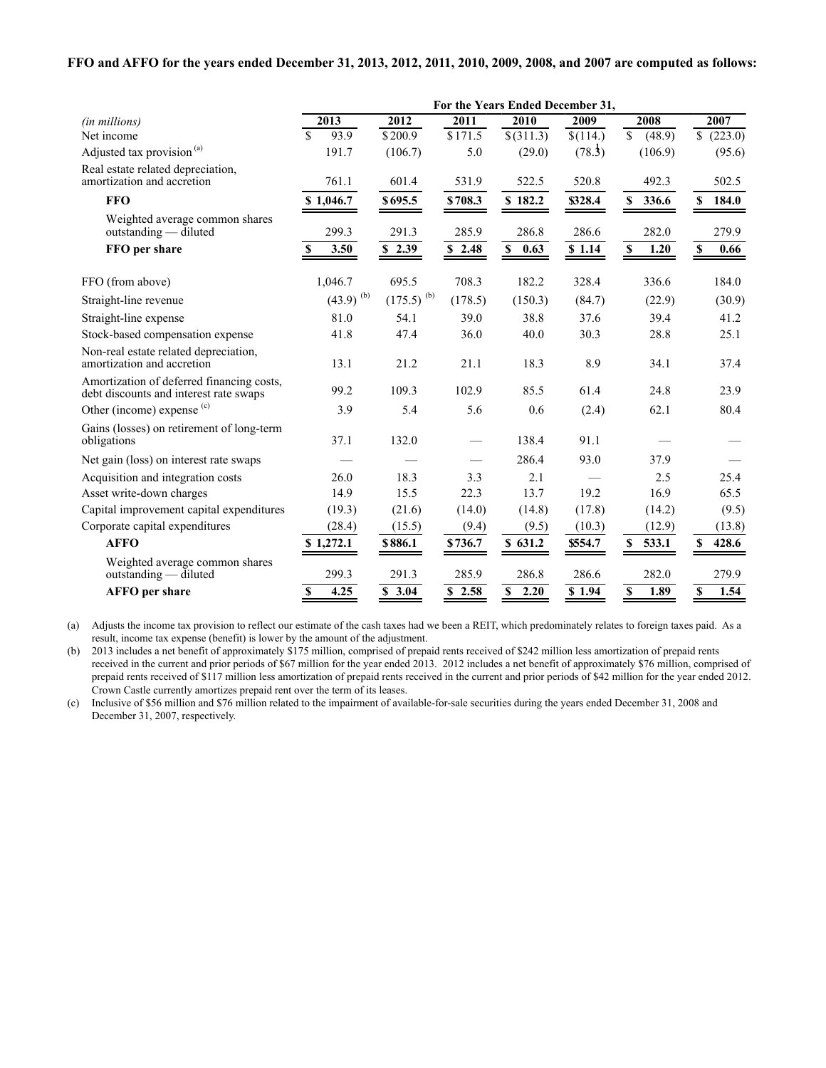**FFO and AFFO for the years ended December 31, 2013, 2012, 2011, 2010, 2009, 2008, and 2007 are computed as follows:**

| | For the Years Ended December 31, | | | | | | |
|---|---|---|---|---|---|---|---|
| *(in millions)* | 2013 | 2012 | 2011 | 2010 | 2009 | 2008 | 2007 |
| Net income | $ 93.9 | $ 200.9 | $ 171.5 | $ (311.3) | $ (114.1) | $ (48.9) | $ (223.0) |
| Adjusted tax provision [(a)] | 191.7 | (106.7) | 5.0 | (29.0) | (78.3) | (106.9) | (95.6) |
| Real estate related depreciation, amortization and accretion | 761.1 | 601.4 | 531.9 | 522.5 | 520.8 | 492.3 | 502.5 |
| **FFO** | **$ 1,046.7** | **$ 695.5** | **$ 708.3** | **$ 182.2** | **$ 328.4** | **$ 336.6** | **$ 184.0** |
| Weighted average common shares outstanding — diluted | 299.3 | 291.3 | 285.9 | 286.8 | 286.6 | 282.0 | 279.9 |
| **FFO per share** | **$ 3.50** | **$ 2.39** | **$ 2.48** | **$ 0.63** | **$ 1.14** | **$ 1.20** | **$ 0.66** |
| | | | | | | | |
| FFO (from above) | 1,046.7 | 695.5 | 708.3 | 182.2 | 328.4 | 336.6 | 184.0 |
| Straight-line revenue | (43.9) [(b)] | (175.5) [(b)] | (178.5) | (150.3) | (84.7) | (22.9) | (30.9) |
| Straight-line expense | 81.0 | 54.1 | 39.0 | 38.8 | 37.6 | 39.4 | 41.2 |
| Stock-based compensation expense | 41.8 | 47.4 | 36.0 | 40.0 | 30.3 | 28.8 | 25.1 |
| Non-real estate related depreciation, amortization and accretion | 13.1 | 21.2 | 21.1 | 18.3 | 8.9 | 34.1 | 37.4 |
| Amortization of deferred financing costs, debt discounts and interest rate swaps | 99.2 | 109.3 | 102.9 | 85.5 | 61.4 | 24.8 | 23.9 |
| Other (income) expense [(c)] | 3.9 | 5.4 | 5.6 | 0.6 | (2.4) | 62.1 | 80.4 |
| Gains (losses) on retirement of long-term obligations | 37.1 | 132.0 | — | 138.4 | 91.1 | — | — |
| Net gain (loss) on interest rate swaps | — | — | — | 286.4 | 93.0 | 37.9 | — |
| Acquisition and integration costs | 26.0 | 18.3 | 3.3 | 2.1 | — | 2.5 | 25.4 |
| Asset write-down charges | 14.9 | 15.5 | 22.3 | 13.7 | 19.2 | 16.9 | 65.5 |
| Capital improvement capital expenditures | (19.3) | (21.6) | (14.0) | (14.8) | (17.8) | (14.2) | (9.5) |
| Corporate capital expenditures | (28.4) | (15.5) | (9.4) | (9.5) | (10.3) | (12.9) | (13.8) |
| **AFFO** | **$ 1,272.1** | **$ 886.1** | **$ 736.7** | **$ 631.2** | **$ 554.7** | **$ 533.1** | **$ 428.6** |
| Weighted average common shares outstanding — diluted | 299.3 | 291.3 | 285.9 | 286.8 | 286.6 | 282.0 | 279.9 |
| **AFFO per share** | **$ 4.25** | **$ 3.04** | **$ 2.58** | **$ 2.20** | **$ 1.94** | **$ 1.89** | **$ 1.54** |

(a) Adjusts the income tax provision to reflect our estimate of the cash taxes had we been a REIT, which predominately relates to foreign taxes paid. As a result, income tax expense (benefit) is lower by the amount of the adjustment.

(b) 2013 includes a net benefit of approximately $175 million, comprised of prepaid rents received of $242 million less amortization of prepaid rents received in the current and prior periods of $67 million for the year ended 2013. 2012 includes a net benefit of approximately $76 million, comprised of prepaid rents received of $117 million less amortization of prepaid rents received in the current and prior periods of $42 million for the year ended 2012. Crown Castle currently amortizes prepaid rent over the term of its leases.

(c) Inclusive of $56 million and $76 million related to the impairment of available-for-sale securities during the years ended December 31, 2008 and December 31, 2007, respectively.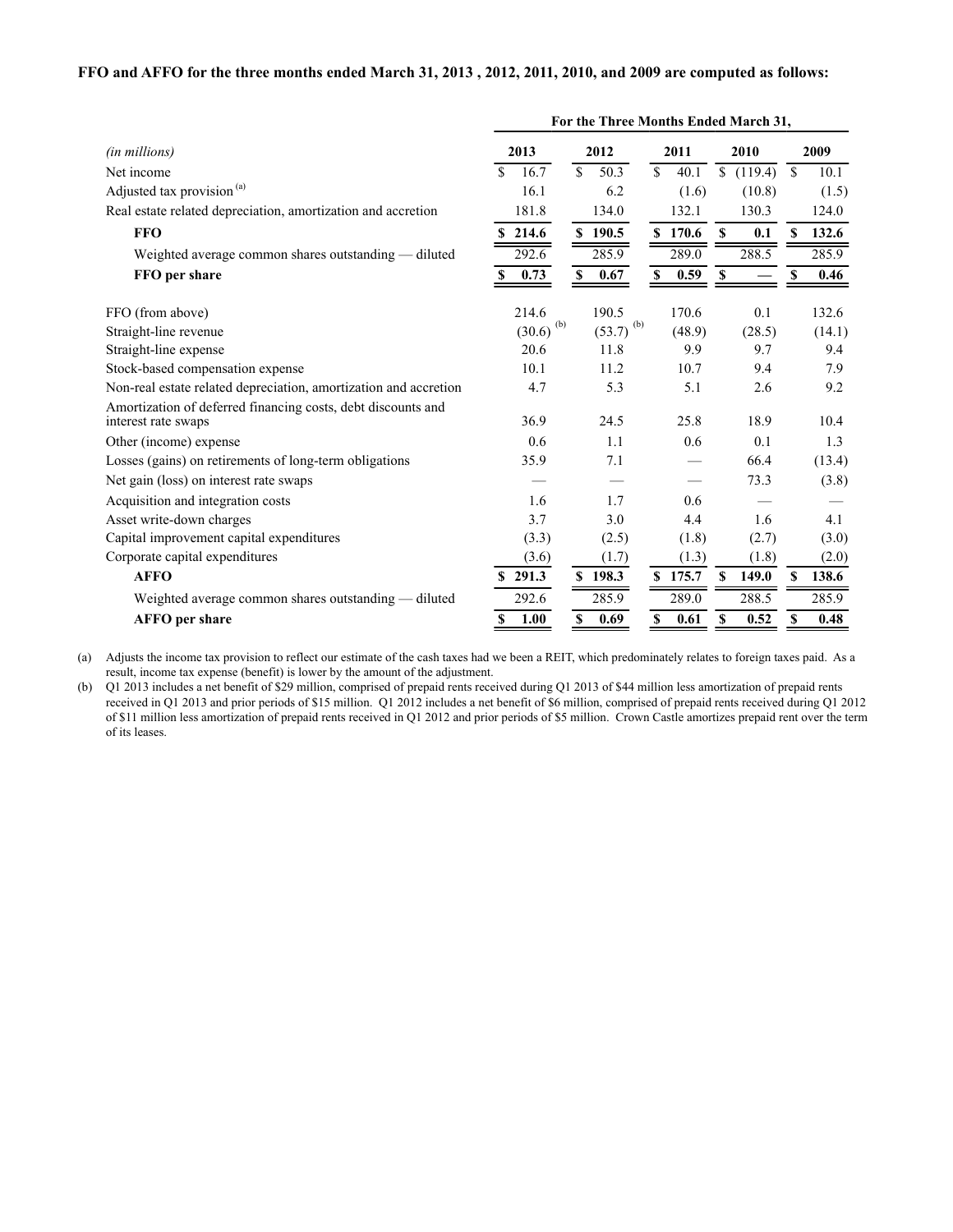**FFO and AFFO for the three months ended March 31, 2013 , 2012, 2011, 2010, and 2009 are computed as follows:**

| | For the Three Months Ended March 31, | | | | |
|---|---|---|---|---|---|
| *(in millions)* | **2013** | **2012** | **2011** | **2010** | **2009** |
| Net income | $ 16.7 | $ 50.3 | $ 40.1 | $ (119.4) | $ 10.1 |
| Adjusted tax provision [(a)] | 16.1 | 6.2 | (1.6) | (10.8) | (1.5) |
| Real estate related depreciation, amortization and accretion | 181.8 | 134.0 | 132.1 | 130.3 | 124.0 |
| **FFO** | **$ 214.6** | **$ 190.5** | **$ 170.6** | **$ 0.1** | **$ 132.6** |
| Weighted average common shares outstanding — diluted | 292.6 | 285.9 | 289.0 | 288.5 | 285.9 |
| **FFO per share** | **$ 0.73** | **$ 0.67** | **$ 0.59** | **$ —** | **$ 0.46** |
| | | | | | |
| FFO (from above) | 214.6 | 190.5 | 170.6 | 0.1 | 132.6 |
| Straight-line revenue | (30.6) [(b)] | (53.7) [(b)] | (48.9) | (28.5) | (14.1) |
| Straight-line expense | 20.6 | 11.8 | 9.9 | 9.7 | 9.4 |
| Stock-based compensation expense | 10.1 | 11.2 | 10.7 | 9.4 | 7.9 |
| Non-real estate related depreciation, amortization and accretion | 4.7 | 5.3 | 5.1 | 2.6 | 9.2 |
| Amortization of deferred financing costs, debt discounts and interest rate swaps | 36.9 | 24.5 | 25.8 | 18.9 | 10.4 |
| Other (income) expense | 0.6 | 1.1 | 0.6 | 0.1 | 1.3 |
| Losses (gains) on retirements of long-term obligations | 35.9 | 7.1 | — | 66.4 | (13.4) |
| Net gain (loss) on interest rate swaps | — | — | — | 73.3 | (3.8) |
| Acquisition and integration costs | 1.6 | 1.7 | 0.6 | — | — |
| Asset write-down charges | 3.7 | 3.0 | 4.4 | 1.6 | 4.1 |
| Capital improvement capital expenditures | (3.3) | (2.5) | (1.8) | (2.7) | (3.0) |
| Corporate capital expenditures | (3.6) | (1.7) | (1.3) | (1.8) | (2.0) |
| **AFFO** | **$ 291.3** | **$ 198.3** | **$ 175.7** | **$ 149.0** | **$ 138.6** |
| Weighted average common shares outstanding — diluted | 292.6 | 285.9 | 289.0 | 288.5 | 285.9 |
| **AFFO per share** | **$ 1.00** | **$ 0.69** | **$ 0.61** | **$ 0.52** | **$ 0.48** |

(a) Adjusts the income tax provision to reflect our estimate of the cash taxes had we been a REIT, which predominately relates to foreign taxes paid. As a result, income tax expense (benefit) is lower by the amount of the adjustment.

(b) Q1 2013 includes a net benefit of $29 million, comprised of prepaid rents received during Q1 2013 of $44 million less amortization of prepaid rents received in Q1 2013 and prior periods of $15 million. Q1 2012 includes a net benefit of $6 million, comprised of prepaid rents received during Q1 2012 of $11 million less amortization of prepaid rents received in Q1 2012 and prior periods of $5 million. Crown Castle amortizes prepaid rent over the term of its leases.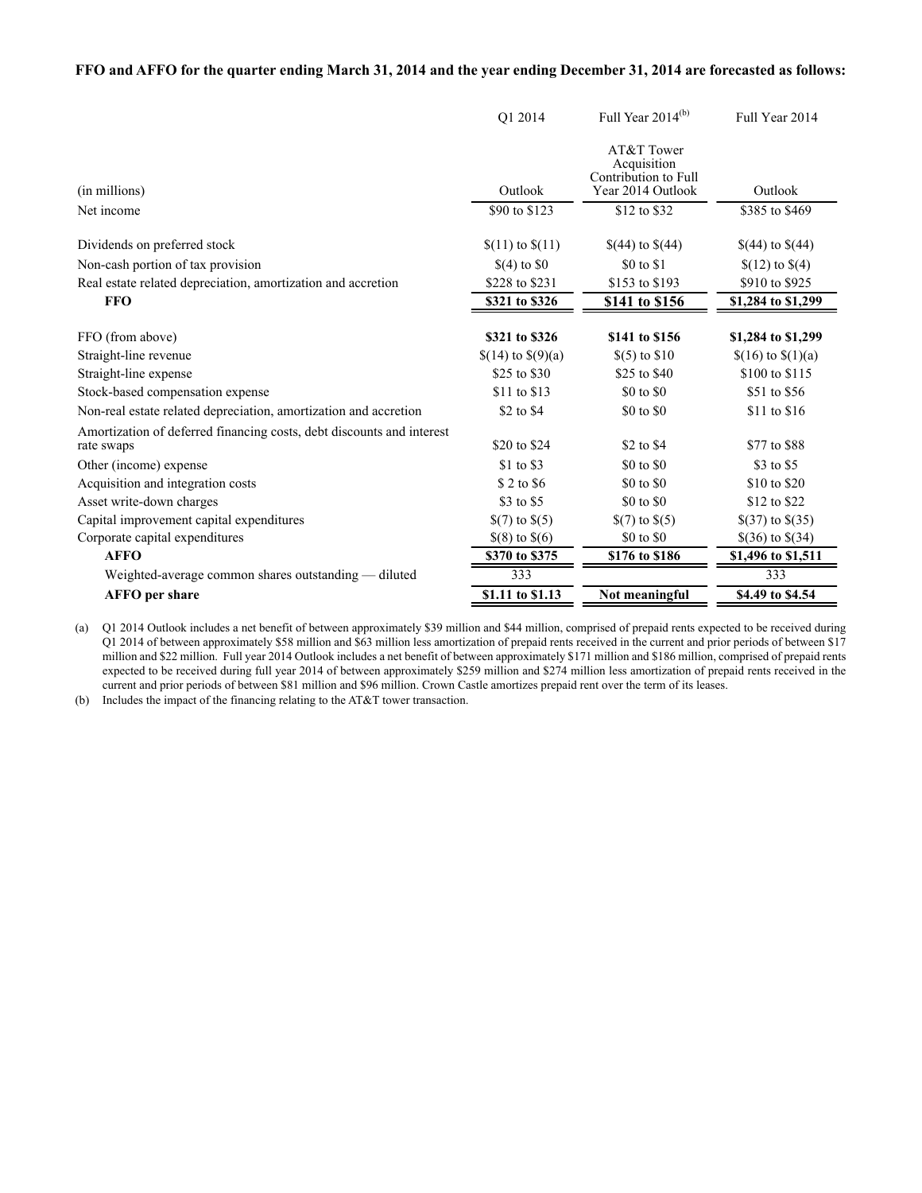**FFO and AFFO for the quarter ending March 31, 2014 and the year ending December 31, 2014 are forecasted as follows:**

| (in millions) | Q1 2014 Outlook | Full Year 2014[(b)] AT&T Tower Acquisition Contribution to Full Year 2014 Outlook | Full Year 2014 Outlook |
|---|---|---|---|
| Net income | $90 to $123 | $12 to $32 | $385 to $469 |
| Dividends on preferred stock | $(11) to $(11) | $(44) to $(44) | $(44) to $(44) |
| Non-cash portion of tax provision | $(4) to $0 | $0 to $1 | $(12) to $(4) |
| Real estate related depreciation, amortization and accretion | $228 to $231 | $153 to $193 | $910 to $925 |
| **FFO** | **$321 to $326** | **$141 to $156** | **$1,284 to $1,299** |
| FFO (from above) | **$321 to $326** | **$141 to $156** | **$1,284 to $1,299** |
| Straight-line revenue | $(14) to $(9)(a) | $(5) to $10 | $(16) to $(1)(a) |
| Straight-line expense | $25 to $30 | $25 to $40 | $100 to $115 |
| Stock-based compensation expense | $11 to $13 | $0 to $0 | $51 to $56 |
| Non-real estate related depreciation, amortization and accretion | $2 to $4 | $0 to $0 | $11 to $16 |
| Amortization of deferred financing costs, debt discounts and interest rate swaps | $20 to $24 | $2 to $4 | $77 to $88 |
| Other (income) expense | $1 to $3 | $0 to $0 | $3 to $5 |
| Acquisition and integration costs | $ 2 to $6 | $0 to $0 | $10 to $20 |
| Asset write-down charges | $3 to $5 | $0 to $0 | $12 to $22 |
| Capital improvement capital expenditures | $(7) to $(5) | $(7) to $(5) | $(37) to $(35) |
| Corporate capital expenditures | $(8) to $(6) | $0 to $0 | $(36) to $(34) |
| **AFFO** | **$370 to $375** | **$176 to $186** | **$1,496 to $1,511** |
| Weighted-average common shares outstanding — diluted | 333 | | 333 |
| **AFFO per share** | **$1.11 to $1.13** | **Not meaningful** | **$4.49 to $4.54** |

(a) Q1 2014 Outlook includes a net benefit of between approximately $39 million and $44 million, comprised of prepaid rents expected to be received during Q1 2014 of between approximately $58 million and $63 million less amortization of prepaid rents received in the current and prior periods of between $17 million and $22 million. Full year 2014 Outlook includes a net benefit of between approximately $171 million and $186 million, comprised of prepaid rents expected to be received during full year 2014 of between approximately $259 million and $274 million less amortization of prepaid rents received in the current and prior periods of between $81 million and $96 million. Crown Castle amortizes prepaid rent over the term of its leases.

(b) Includes the impact of the financing relating to the AT&T tower transaction.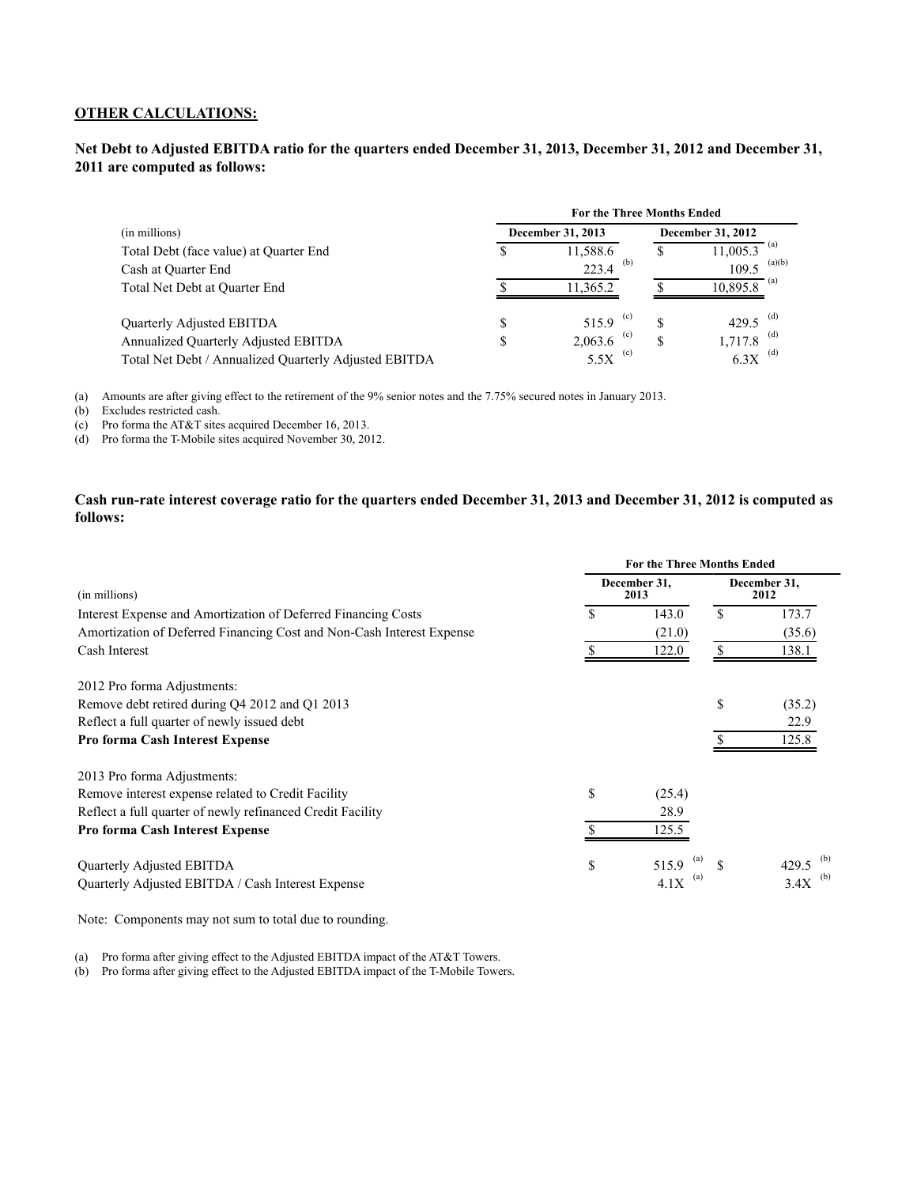**OTHER CALCULATIONS:**

**Net Debt to Adjusted EBITDA ratio for the quarters ended December 31, 2013, December 31, 2012 and December 31, 2011 are computed as follows:**

| (in millions) | For the Three Months Ended December 31, 2013 | For the Three Months Ended December 31, 2012 |
|---|---|---|
| Total Debt (face value) at Quarter End | $ 11,588.6 | $ 11,005.3 [(a)] |
| Cash at Quarter End | 223.4 [(b)] | 109.5 [(a)(b)] |
| Total Net Debt at Quarter End | $ 11,365.2 | $ 10,895.8 [(a)] |
| Quarterly Adjusted EBITDA | $ 515.9 [(c)] | $ 429.5 [(d)] |
| Annualized Quarterly Adjusted EBITDA | $ 2,063.6 [(c)] | $ 1,717.8 [(d)] |
| Total Net Debt / Annualized Quarterly Adjusted EBITDA | 5.5X [(c)] | 6.3X [(d)] |

(a) Amounts are after giving effect to the retirement of the 9% senior notes and the 7.75% secured notes in January 2013.
(b) Excludes restricted cash.
(c) Pro forma the AT&T sites acquired December 16, 2013.
(d) Pro forma the T-Mobile sites acquired November 30, 2012.

**Cash run-rate interest coverage ratio for the quarters ended December 31, 2013 and December 31, 2012 is computed as follows:**

| (in millions) | For the Three Months Ended December 31, 2013 | For the Three Months Ended December 31, 2012 |
|---|---|---|
| Interest Expense and Amortization of Deferred Financing Costs | $ 143.0 | $ 173.7 |
| Amortization of Deferred Financing Cost and Non-Cash Interest Expense | (21.0) | (35.6) |
| Cash Interest | $ 122.0 | $ 138.1 |
| 2012 Pro forma Adjustments: | | |
| Remove debt retired during Q4 2012 and Q1 2013 | | $ (35.2) |
| Reflect a full quarter of newly issued debt | | 22.9 |
| **Pro forma Cash Interest Expense** | | $ 125.8 |
| 2013 Pro forma Adjustments: | | |
| Remove interest expense related to Credit Facility | $ (25.4) | |
| Reflect a full quarter of newly refinanced Credit Facility | 28.9 | |
| **Pro forma Cash Interest Expense** | $ 125.5 | |
| Quarterly Adjusted EBITDA | $ 515.9 [(a)] | $ 429.5 [(b)] |
| Quarterly Adjusted EBITDA / Cash Interest Expense | 4.1X [(a)] | 3.4X [(b)] |

Note: Components may not sum to total due to rounding.

(a) Pro forma after giving effect to the Adjusted EBITDA impact of the AT&T Towers.
(b) Pro forma after giving effect to the Adjusted EBITDA impact of the T-Mobile Towers.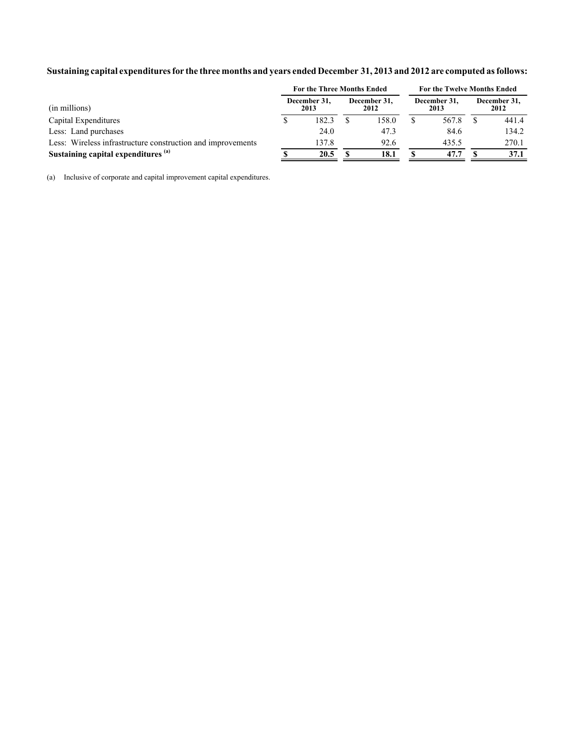**Sustaining capital expenditures for the three months and years ended December 31, 2013 and 2012 are computed as follows:**

| | For the Three Months Ended | | For the Twelve Months Ended | |
|---|---|---|---|---|
| (in millions) | December 31, 2013 | December 31, 2012 | December 31, 2013 | December 31, 2012 |
| Capital Expenditures | $ 182.3 | $ 158.0 | $ 567.8 | $ 441.4 |
| Less: Land purchases | 24.0 | 47.3 | 84.6 | 134.2 |
| Less: Wireless infrastructure construction and improvements | 137.8 | 92.6 | 435.5 | 270.1 |
| **Sustaining capital expenditures [(a)]** | **$ 20.5** | **$ 18.1** | **$ 47.7** | **$ 37.1** |

(a) Inclusive of corporate and capital improvement capital expenditures.